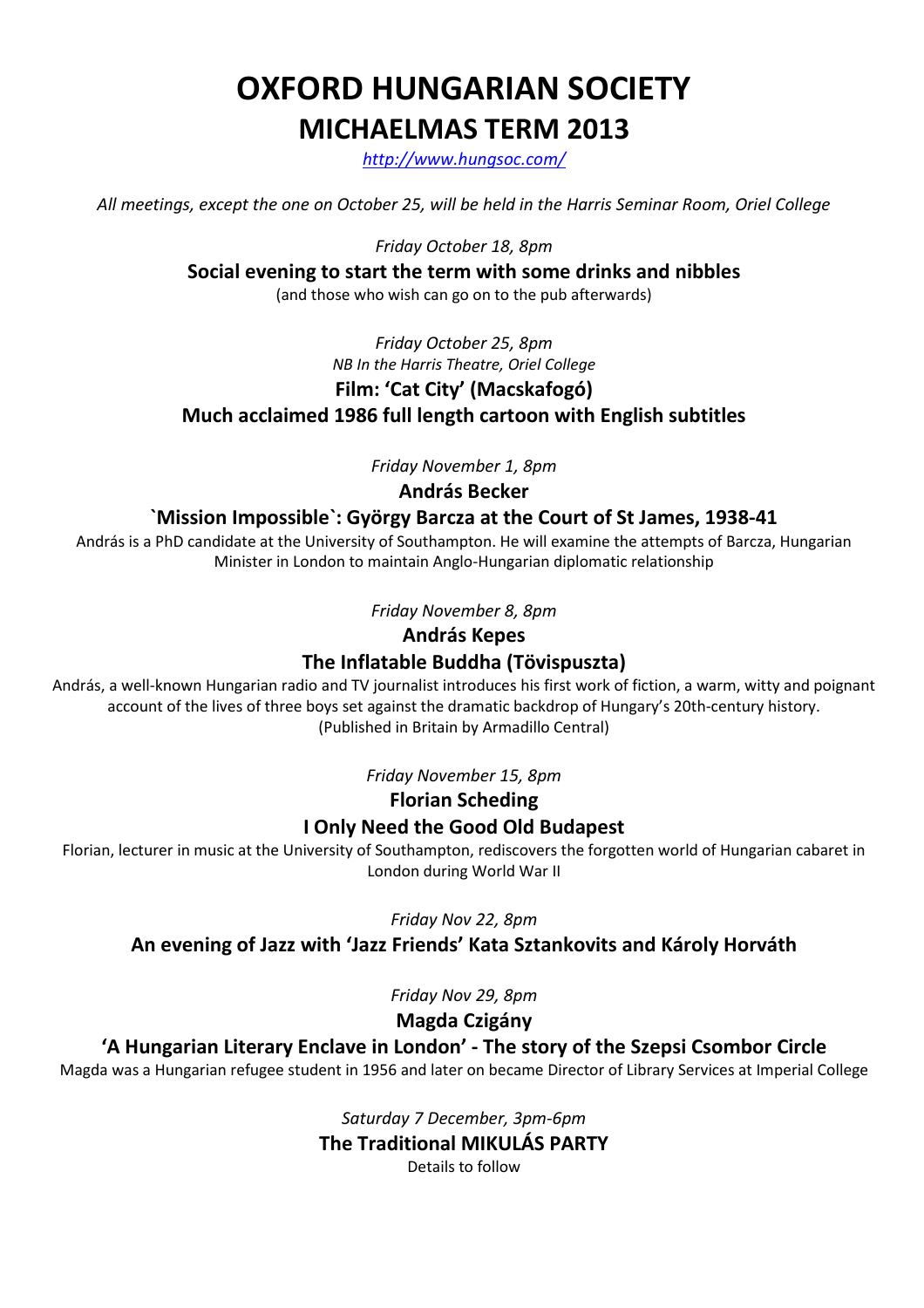# OXFORD HUNGARIAN SOCIETY

## MICHAELMAS TERM 2013

http://www.hungsoc.com/

*All meetings, except the one on October 25, will be held in the Harris Seminar Room, Oriel College*

*Friday October 18, 8pm*

**Social evening to start the term with some drinks and nibbles**

(and those who wish can go on to the pub afterwards)

*Friday October 25, 8pm*

*NB In the Harris Theatre, Oriel College*

**Film: 'Cat City' (Macskafogó)**

**Much acclaimed 1986 full length cartoon with English subtitles**

*Friday November 1, 8pm*

**András Becker**

**`Mission Impossible`: György Barcza at the Court of St James, 1938-41**

András is a PhD candidate at the University of Southampton. He will examine the attempts of Barcza, Hungarian Minister in London to maintain Anglo-Hungarian diplomatic relationship

*Friday November 8, 8pm*

**András Kepes**

**The Inflatable Buddha (Tövispuszta)**

András, a well-known Hungarian radio and TV journalist introduces his first work of fiction, a warm, witty and poignant account of the lives of three boys set against the dramatic backdrop of Hungary's 20th-century history. (Published in Britain by Armadillo Central)

*Friday November 15, 8pm*

**Florian Scheding**

**I Only Need the Good Old Budapest**

Florian, lecturer in music at the University of Southampton, rediscovers the forgotten world of Hungarian cabaret in London during World War II

*Friday Nov 22, 8pm*

**An evening of Jazz with 'Jazz Friends' Kata Sztankovits and Károly Horváth**

*Friday Nov 29, 8pm*

**Magda Czigány**

**'A Hungarian Literary Enclave in London' - The story of the Szepsi Csombor Circle**

Magda was a Hungarian refugee student in 1956 and later on became Director of Library Services at Imperial College

*Saturday 7 December, 3pm-6pm*

**The Traditional MIKULÁS PARTY**

Details to follow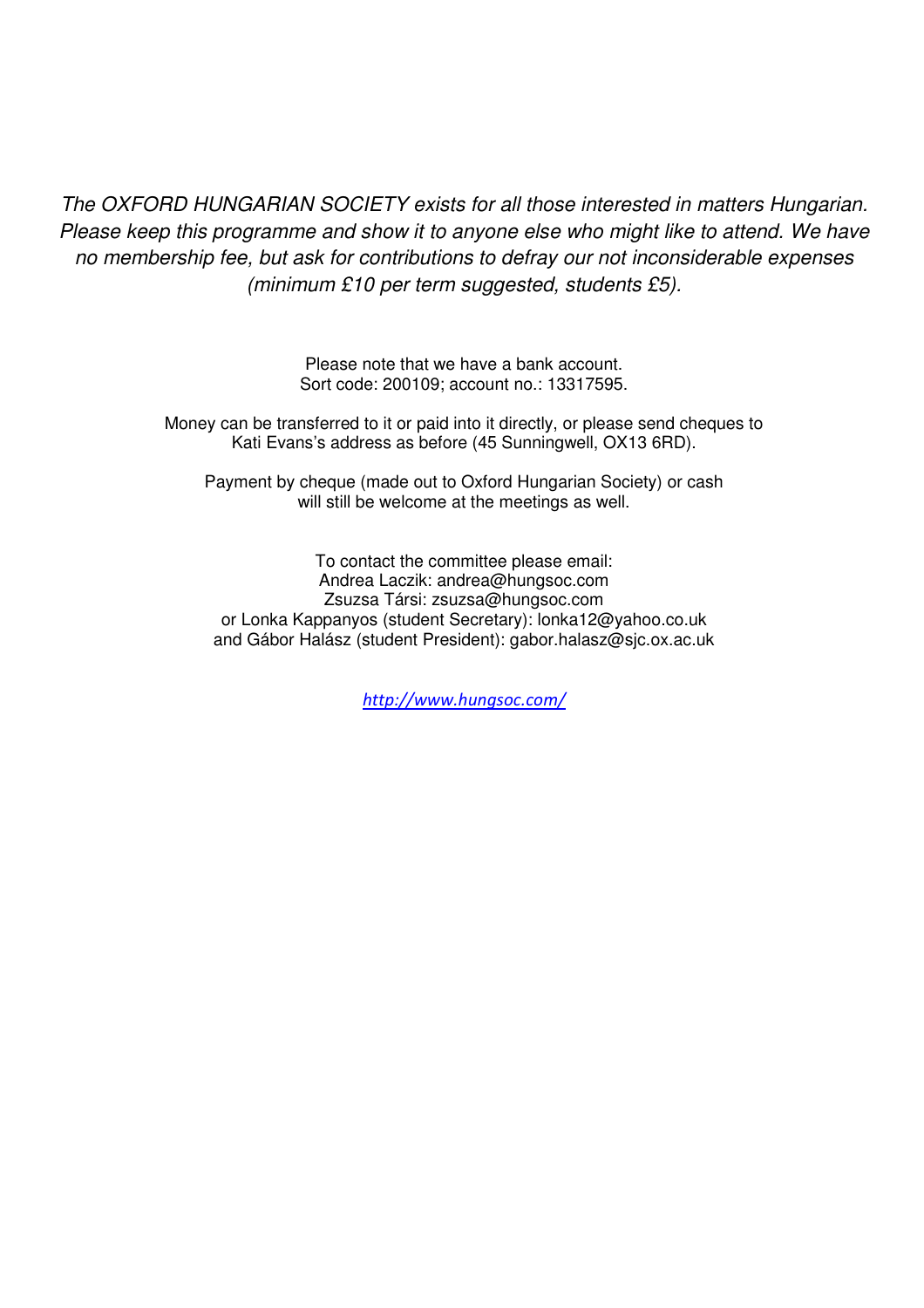*The OXFORD HUNGARIAN SOCIETY exists for all those interested in matters Hungarian. Please keep this programme and show it to anyone else who might like to attend. We have no membership fee, but ask for contributions to defray our not inconsiderable expenses (minimum £10 per term suggested, students £5).*

Please note that we have a bank account.
Sort code: 200109; account no.: 13317595.

Money can be transferred to it or paid into it directly, or please send cheques to Kati Evans's address as before (45 Sunningwell, OX13 6RD).

Payment by cheque (made out to Oxford Hungarian Society) or cash will still be welcome at the meetings as well.

To contact the committee please email:
Andrea Laczik: andrea@hungsoc.com
Zsuzsa Társi: zsuzsa@hungsoc.com
or Lonka Kappanyos (student Secretary): lonka12@yahoo.co.uk
and Gábor Halász (student President): gabor.halasz@sjc.ox.ac.uk

http://www.hungsoc.com/